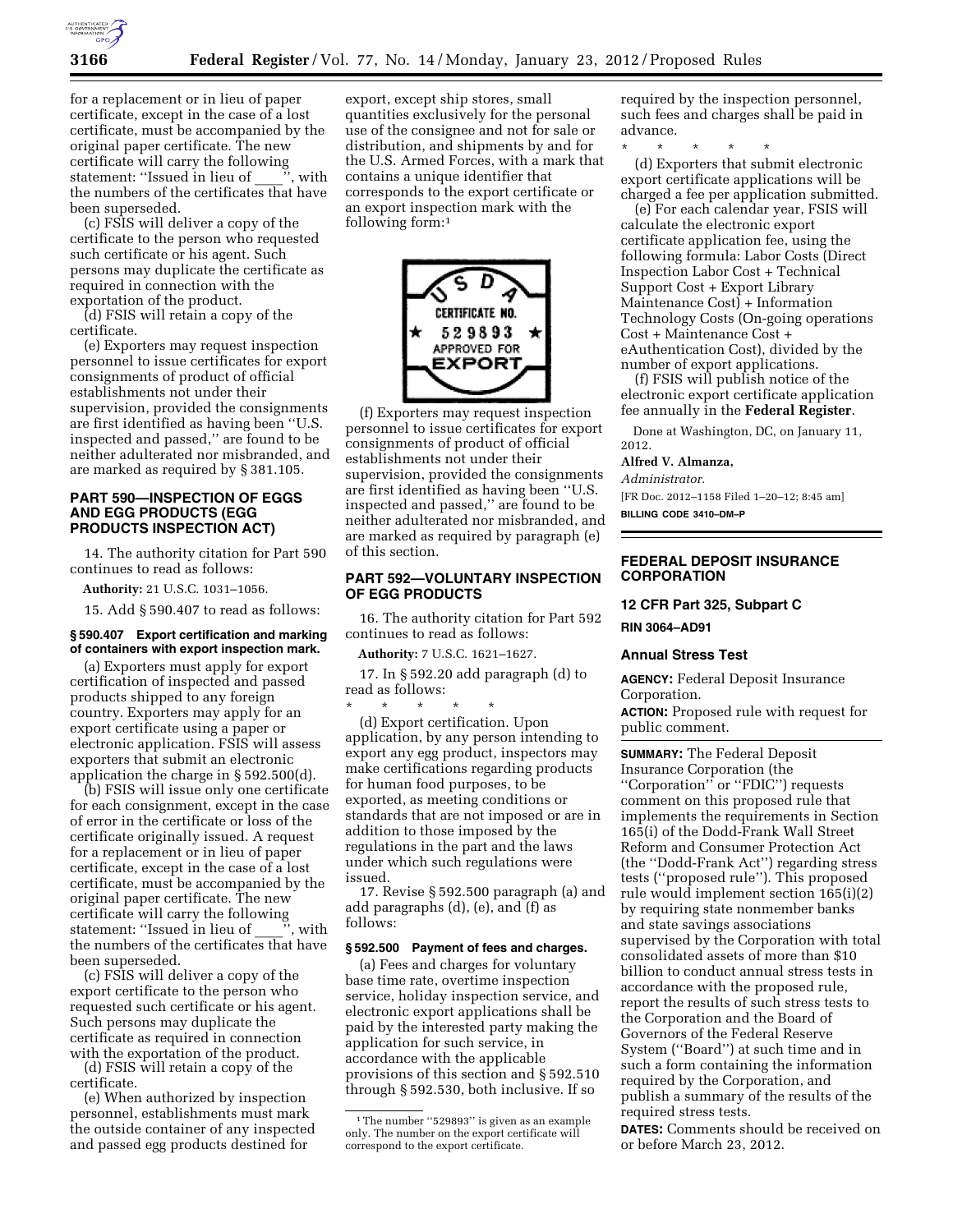for a replacement or in lieu of paper certificate, except in the case of a lost certificate, must be accompanied by the original paper certificate. The new certificate will carry the following statement: ''Issued in lieu of ____'', with the numbers of the certificates that have been superseded.

(c) FSIS will deliver a copy of the certificate to the person who requested such certificate or his agent. Such persons may duplicate the certificate as required in connection with the exportation of the product.

(d) FSIS will retain a copy of the certificate.

(e) Exporters may request inspection personnel to issue certificates for export consignments of product of official establishments not under their supervision, provided the consignments are first identified as having been ''U.S. inspected and passed,'' are found to be neither adulterated nor misbranded, and are marked as required by § 381.105.

## PART 590—INSPECTION OF EGGS AND EGG PRODUCTS (EGG PRODUCTS INSPECTION ACT)

14. The authority citation for Part 590 continues to read as follows:

**Authority:** 21 U.S.C. 1031–1056.

15. Add § 590.407 to read as follows:

### § 590.407 Export certification and marking of containers with export inspection mark.

(a) Exporters must apply for export certification of inspected and passed products shipped to any foreign country. Exporters may apply for an export certificate using a paper or electronic application. FSIS will assess exporters that submit an electronic application the charge in § 592.500(d).

(b) FSIS will issue only one certificate for each consignment, except in the case of error in the certificate or loss of the certificate originally issued. A request for a replacement or in lieu of paper certificate, except in the case of a lost certificate, must be accompanied by the original paper certificate. The new certificate will carry the following statement: ''Issued in lieu of ____'', with the numbers of the certificates that have been superseded.

(c) FSIS will deliver a copy of the export certificate to the person who requested such certificate or his agent. Such persons may duplicate the certificate as required in connection with the exportation of the product.

(d) FSIS will retain a copy of the certificate.

(e) When authorized by inspection personnel, establishments must mark the outside container of any inspected and passed egg products destined for export, except ship stores, small quantities exclusively for the personal use of the consignee and not for sale or distribution, and shipments by and for the U.S. Armed Forces, with a mark that contains a unique identifier that corresponds to the export certificate or an export inspection mark with the following form:[1]

U S D A
CERTIFICATE NO.
★ 529893 ★
APPROVED FOR
EXPORT

(f) Exporters may request inspection personnel to issue certificates for export consignments of product of official establishments not under their supervision, provided the consignments are first identified as having been ''U.S. inspected and passed,'' are found to be neither adulterated nor misbranded, and are marked as required by paragraph (e) of this section.

## PART 592—VOLUNTARY INSPECTION OF EGG PRODUCTS

16. The authority citation for Part 592 continues to read as follows:

**Authority:** 7 U.S.C. 1621–1627.

17. In § 592.20 add paragraph (d) to read as follows:

\* \* \* \* \*

(d) *Export certification.* Upon application, by any person intending to export any egg product, inspectors may make certifications regarding products for human food purposes, to be exported, as meeting conditions or standards that are not imposed or are in addition to those imposed by the regulations in the part and the laws under which such regulations were issued.

17. Revise § 592.500 paragraph (a) and add paragraphs (d), (e), and (f) as follows:

### § 592.500 Payment of fees and charges.

(a) Fees and charges for voluntary base time rate, overtime inspection service, holiday inspection service, and electronic export applications shall be paid by the interested party making the application for such service, in accordance with the applicable provisions of this section and § 592.510 through § 592.530, both inclusive. If so required by the inspection personnel, such fees and charges shall be paid in advance.

\* \* \* \* \*

(d) Exporters that submit electronic export certificate applications will be charged a fee per application submitted.

(e) For each calendar year, FSIS will calculate the electronic export certificate application fee, using the following formula: Labor Costs (Direct Inspection Labor Cost + Technical Support Cost + Export Library Maintenance Cost) + Information Technology Costs (On-going operations Cost + Maintenance Cost + eAuthentication Cost), divided by the number of export applications.

(f) FSIS will publish notice of the electronic export certificate application fee annually in the **Federal Register**.

Done at Washington, DC, on January 11, 2012.

**Alfred V. Almanza,**

*Administrator.*

[FR Doc. 2012–1158 Filed 1–20–12; 8:45 am]

**BILLING CODE 3410–DM–P**

[1] The number ''529893'' is given as an example only. The number on the export certificate will correspond to the export certificate.

---

## FEDERAL DEPOSIT INSURANCE CORPORATION

### 12 CFR Part 325, Subpart C

### RIN 3064–AD91

### Annual Stress Test

**AGENCY:** Federal Deposit Insurance Corporation.

**ACTION:** Proposed rule with request for public comment.

**SUMMARY:** The Federal Deposit Insurance Corporation (the ''Corporation'' or ''FDIC'') requests comment on this proposed rule that implements the requirements in Section 165(i) of the Dodd-Frank Wall Street Reform and Consumer Protection Act (the ''Dodd-Frank Act'') regarding stress tests (''proposed rule''). This proposed rule would implement section 165(i)(2) by requiring state nonmember banks and state savings associations supervised by the Corporation with total consolidated assets of more than $10 billion to conduct annual stress tests in accordance with the proposed rule, report the results of such stress tests to the Corporation and the Board of Governors of the Federal Reserve System (''Board'') at such time and in such a form containing the information required by the Corporation, and publish a summary of the results of the required stress tests.

**DATES:** Comments should be received on or before March 23, 2012.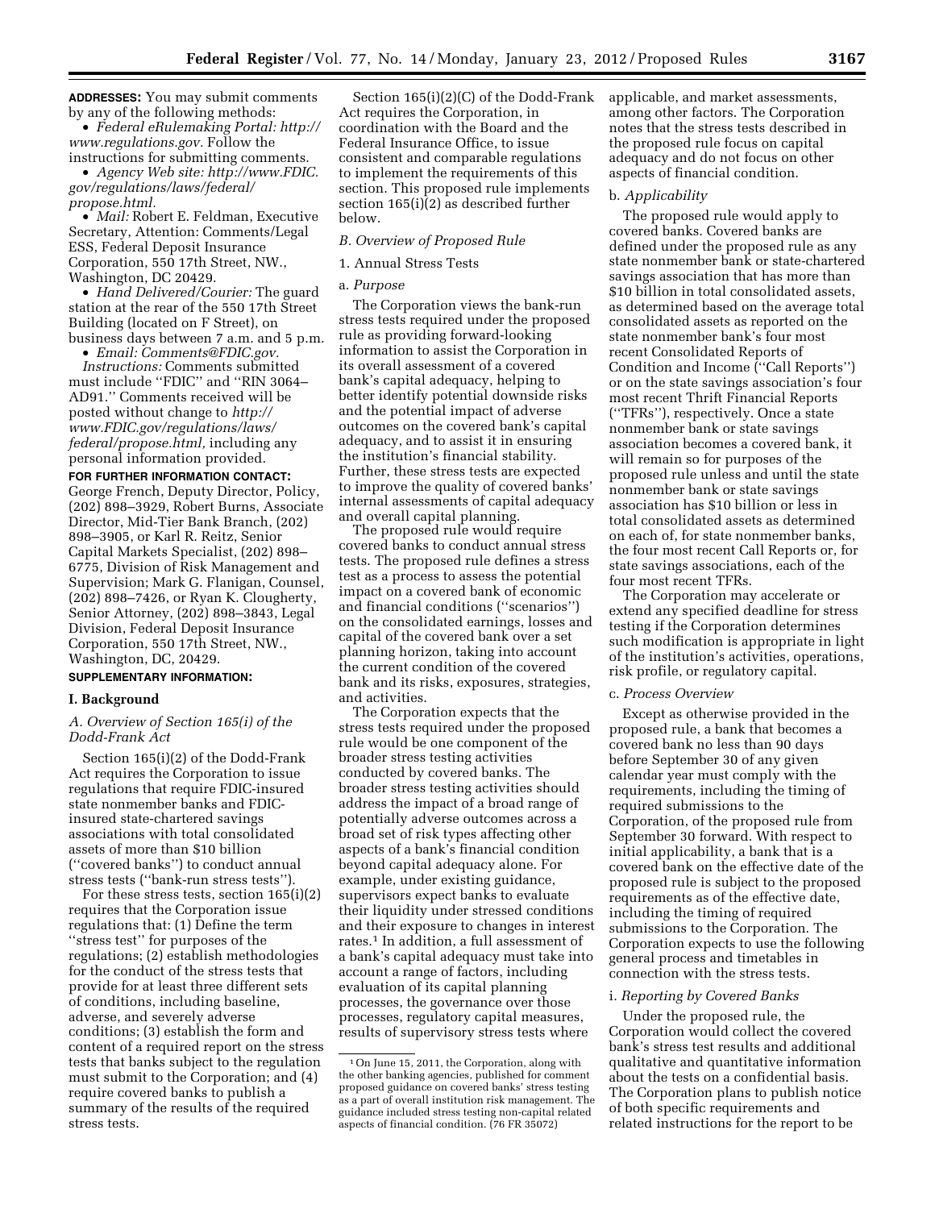**ADDRESSES:** You may submit comments by any of the following methods:

- *Federal eRulemaking Portal: http://www.regulations.gov.* Follow the instructions for submitting comments.
- *Agency Web site: http://www.FDIC.gov/regulations/laws/federal/propose.html.*
- *Mail:* Robert E. Feldman, Executive Secretary, Attention: Comments/Legal ESS, Federal Deposit Insurance Corporation, 550 17th Street, NW., Washington, DC 20429.
- *Hand Delivered/Courier:* The guard station at the rear of the 550 17th Street Building (located on F Street), on business days between 7 a.m. and 5 p.m.
- *Email: Comments@FDIC.gov.*

*Instructions:* Comments submitted must include ''FDIC'' and ''RIN 3064–AD91.'' Comments received will be posted without change to *http://www.FDIC.gov/regulations/laws/federal/propose.html,* including any personal information provided.

**FOR FURTHER INFORMATION CONTACT:** George French, Deputy Director, Policy, (202) 898–3929, Robert Burns, Associate Director, Mid-Tier Bank Branch, (202) 898–3905, or Karl R. Reitz, Senior Capital Markets Specialist, (202) 898–6775, Division of Risk Management and Supervision; Mark G. Flanigan, Counsel, (202) 898–7426, or Ryan K. Clougherty, Senior Attorney, (202) 898–3843, Legal Division, Federal Deposit Insurance Corporation, 550 17th Street, NW., Washington, DC, 20429.

**SUPPLEMENTARY INFORMATION:**

## I. Background

### *A. Overview of Section 165(i) of the Dodd-Frank Act*

Section 165(i)(2) of the Dodd-Frank Act requires the Corporation to issue regulations that require FDIC-insured state nonmember banks and FDIC-insured state-chartered savings associations with total consolidated assets of more than $10 billion (''covered banks'') to conduct annual stress tests (''bank-run stress tests'').

For these stress tests, section 165(i)(2) requires that the Corporation issue regulations that: (1) Define the term ''stress test'' for purposes of the regulations; (2) establish methodologies for the conduct of the stress tests that provide for at least three different sets of conditions, including baseline, adverse, and severely adverse conditions; (3) establish the form and content of a required report on the stress tests that banks subject to the regulation must submit to the Corporation; and (4) require covered banks to publish a summary of the results of the required stress tests.

Section 165(i)(2)(C) of the Dodd-Frank Act requires the Corporation, in coordination with the Board and the Federal Insurance Office, to issue consistent and comparable regulations to implement the requirements of this section. This proposed rule implements section 165(i)(2) as described further below.

### *B. Overview of Proposed Rule*

1. Annual Stress Tests

a. *Purpose*

The Corporation views the bank-run stress tests required under the proposed rule as providing forward-looking information to assist the Corporation in its overall assessment of a covered bank's capital adequacy, helping to better identify potential downside risks and the potential impact of adverse outcomes on the covered bank's capital adequacy, and to assist it in ensuring the institution's financial stability. Further, these stress tests are expected to improve the quality of covered banks' internal assessments of capital adequacy and overall capital planning.

The proposed rule would require covered banks to conduct annual stress tests. The proposed rule defines a stress test as a process to assess the potential impact on a covered bank of economic and financial conditions (''scenarios'') on the consolidated earnings, losses and capital of the covered bank over a set planning horizon, taking into account the current condition of the covered bank and its risks, exposures, strategies, and activities.

The Corporation expects that the stress tests required under the proposed rule would be one component of the broader stress testing activities conducted by covered banks. The broader stress testing activities should address the impact of a broad range of potentially adverse outcomes across a broad set of risk types affecting other aspects of a bank's financial condition beyond capital adequacy alone. For example, under existing guidance, supervisors expect banks to evaluate their liquidity under stressed conditions and their exposure to changes in interest rates.[1] In addition, a full assessment of a bank's capital adequacy must take into account a range of factors, including evaluation of its capital planning processes, the governance over those processes, regulatory capital measures, results of supervisory stress tests where applicable, and market assessments, among other factors. The Corporation notes that the stress tests described in the proposed rule focus on capital adequacy and do not focus on other aspects of financial condition.

b. *Applicability*

The proposed rule would apply to covered banks. Covered banks are defined under the proposed rule as any state nonmember bank or state-chartered savings association that has more than $10 billion in total consolidated assets, as determined based on the average total consolidated assets as reported on the state nonmember bank's four most recent Consolidated Reports of Condition and Income (''Call Reports'') or on the state savings association's four most recent Thrift Financial Reports (''TFRs''), respectively. Once a state nonmember bank or state savings association becomes a covered bank, it will remain so for purposes of the proposed rule unless and until the state nonmember bank or state savings association has $10 billion or less in total consolidated assets as determined on each of, for state nonmember banks, the four most recent Call Reports or, for state savings associations, each of the four most recent TFRs.

The Corporation may accelerate or extend any specified deadline for stress testing if the Corporation determines such modification is appropriate in light of the institution's activities, operations, risk profile, or regulatory capital.

c. *Process Overview*

Except as otherwise provided in the proposed rule, a bank that becomes a covered bank no less than 90 days before September 30 of any given calendar year must comply with the requirements, including the timing of required submissions to the Corporation, of the proposed rule from September 30 forward. With respect to initial applicability, a bank that is a covered bank on the effective date of the proposed rule is subject to the proposed requirements as of the effective date, including the timing of required submissions to the Corporation. The Corporation expects to use the following general process and timetables in connection with the stress tests.

i. *Reporting by Covered Banks*

Under the proposed rule, the Corporation would collect the covered bank's stress test results and additional qualitative and quantitative information about the tests on a confidential basis. The Corporation plans to publish notice of both specific requirements and related instructions for the report to be

[1] On June 15, 2011, the Corporation, along with the other banking agencies, published for comment proposed guidance on covered banks' stress testing as a part of overall institution risk management. The guidance included stress testing non-capital related aspects of financial condition. (76 FR 35072)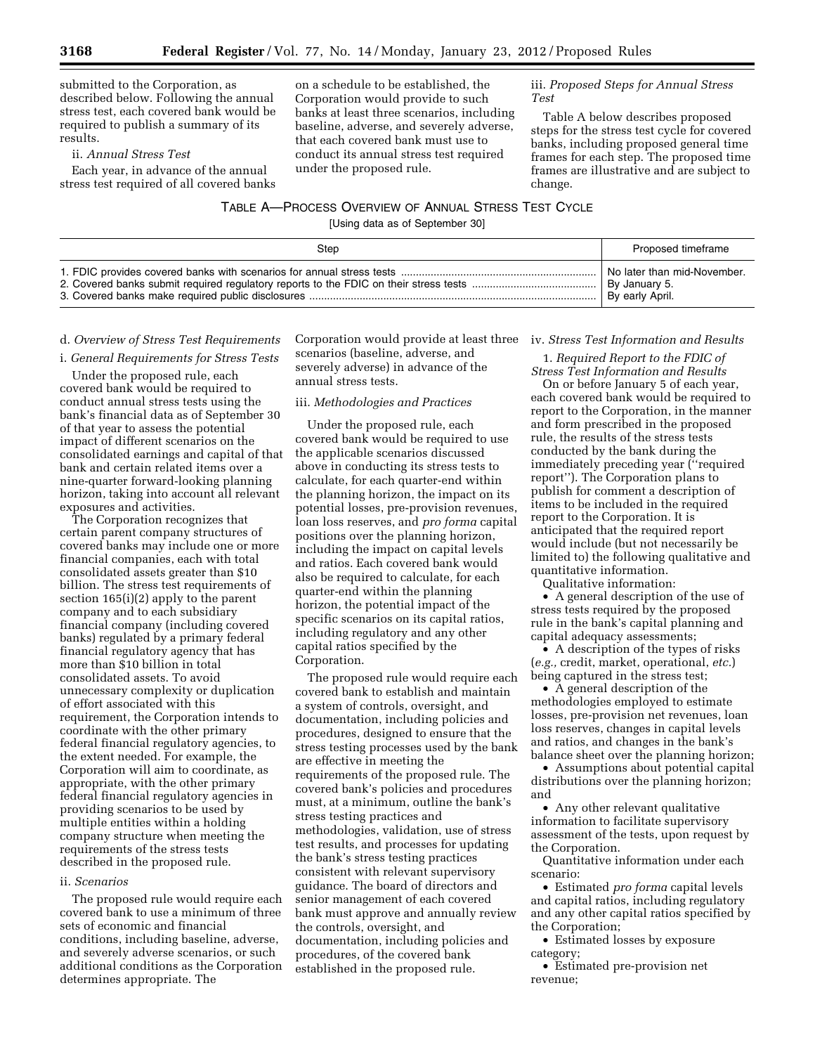submitted to the Corporation, as described below. Following the annual stress test, each covered bank would be required to publish a summary of its results.

ii. *Annual Stress Test*

Each year, in advance of the annual stress test required of all covered banks on a schedule to be established, the Corporation would provide to such banks at least three scenarios, including baseline, adverse, and severely adverse, that each covered bank must use to conduct its annual stress test required under the proposed rule.

iii. *Proposed Steps for Annual Stress Test*

Table A below describes proposed steps for the stress test cycle for covered banks, including proposed general time frames for each step. The proposed time frames are illustrative and are subject to change.

TABLE A—PROCESS OVERVIEW OF ANNUAL STRESS TEST CYCLE

[Using data as of September 30]

| Step | Proposed timeframe |
|---|---|
| 1. FDIC provides covered banks with scenarios for annual stress tests | No later than mid-November. |
| 2. Covered banks submit required regulatory reports to the FDIC on their stress tests | By January 5. |
| 3. Covered banks make required public disclosures | By early April. |

d. *Overview of Stress Test Requirements*

i. *General Requirements for Stress Tests*

Under the proposed rule, each covered bank would be required to conduct annual stress tests using the bank's financial data as of September 30 of that year to assess the potential impact of different scenarios on the consolidated earnings and capital of that bank and certain related items over a nine-quarter forward-looking planning horizon, taking into account all relevant exposures and activities.

The Corporation recognizes that certain parent company structures of covered banks may include one or more financial companies, each with total consolidated assets greater than $10 billion. The stress test requirements of section 165(i)(2) apply to the parent company and to each subsidiary financial company (including covered banks) regulated by a primary federal financial regulatory agency that has more than $10 billion in total consolidated assets. To avoid unnecessary complexity or duplication of effort associated with this requirement, the Corporation intends to coordinate with the other primary federal financial regulatory agencies, to the extent needed. For example, the Corporation will aim to coordinate, as appropriate, with the other primary federal financial regulatory agencies in providing scenarios to be used by multiple entities within a holding company structure when meeting the requirements of the stress tests described in the proposed rule.

ii. *Scenarios*

The proposed rule would require each covered bank to use a minimum of three sets of economic and financial conditions, including baseline, adverse, and severely adverse scenarios, or such additional conditions as the Corporation determines appropriate. The Corporation would provide at least three scenarios (baseline, adverse, and severely adverse) in advance of the annual stress tests.

iii. *Methodologies and Practices*

Under the proposed rule, each covered bank would be required to use the applicable scenarios discussed above in conducting its stress tests to calculate, for each quarter-end within the planning horizon, the impact on its potential losses, pre-provision revenues, loan loss reserves, and *pro forma* capital positions over the planning horizon, including the impact on capital levels and ratios. Each covered bank would also be required to calculate, for each quarter-end within the planning horizon, the potential impact of the specific scenarios on its capital ratios, including regulatory and any other capital ratios specified by the Corporation.

The proposed rule would require each covered bank to establish and maintain a system of controls, oversight, and documentation, including policies and procedures, designed to ensure that the stress testing processes used by the bank are effective in meeting the requirements of the proposed rule. The covered bank's policies and procedures must, at a minimum, outline the bank's stress testing practices and methodologies, validation, use of stress test results, and processes for updating the bank's stress testing practices consistent with relevant supervisory guidance. The board of directors and senior management of each covered bank must approve and annually review the controls, oversight, and documentation, including policies and procedures, of the covered bank established in the proposed rule.

iv. *Stress Test Information and Results*

1. *Required Report to the FDIC of Stress Test Information and Results*

On or before January 5 of each year, each covered bank would be required to report to the Corporation, in the manner and form prescribed in the proposed rule, the results of the stress tests conducted by the bank during the immediately preceding year ("required report"). The Corporation plans to publish for comment a description of items to be included in the required report to the Corporation. It is anticipated that the required report would include (but not necessarily be limited to) the following qualitative and quantitative information.

Qualitative information:

- A general description of the use of stress tests required by the proposed rule in the bank's capital planning and capital adequacy assessments;
- A description of the types of risks (*e.g.,* credit, market, operational, *etc.*) being captured in the stress test;
- A general description of the methodologies employed to estimate losses, pre-provision net revenues, loan loss reserves, changes in capital levels and ratios, and changes in the bank's balance sheet over the planning horizon;
- Assumptions about potential capital distributions over the planning horizon; and
- Any other relevant qualitative information to facilitate supervisory assessment of the tests, upon request by the Corporation.

Quantitative information under each scenario:

- Estimated *pro forma* capital levels and capital ratios, including regulatory and any other capital ratios specified by the Corporation;
- Estimated losses by exposure category;
- Estimated pre-provision net revenue;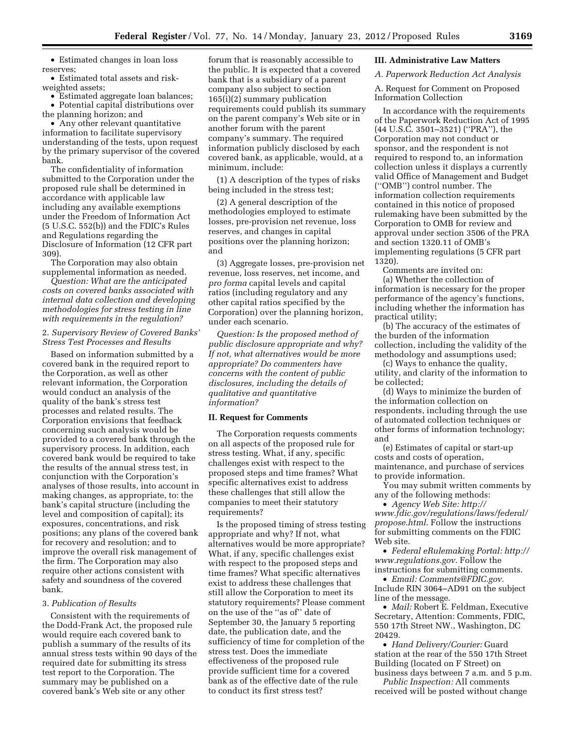- Estimated changes in loan loss reserves;
- Estimated total assets and risk-weighted assets;
- Estimated aggregate loan balances;
- Potential capital distributions over the planning horizon; and
- Any other relevant quantitative information to facilitate supervisory understanding of the tests, upon request by the primary supervisor of the covered bank.

The confidentiality of information submitted to the Corporation under the proposed rule shall be determined in accordance with applicable law including any available exemptions under the Freedom of Information Act (5 U.S.C. 552(b)) and the FDIC's Rules and Regulations regarding the Disclosure of Information (12 CFR part 309).

The Corporation may also obtain supplemental information as needed.

*Question: What are the anticipated costs on covered banks associated with internal data collection and developing methodologies for stress testing in line with requirements in the regulation?*

#### 2. *Supervisory Review of Covered Banks' Stress Test Processes and Results*

Based on information submitted by a covered bank in the required report to the Corporation, as well as other relevant information, the Corporation would conduct an analysis of the quality of the bank's stress test processes and related results. The Corporation envisions that feedback concerning such analysis would be provided to a covered bank through the supervisory process. In addition, each covered bank would be required to take the results of the annual stress test, in conjunction with the Corporation's analyses of those results, into account in making changes, as appropriate, to: the bank's capital structure (including the level and composition of capital); its exposures, concentrations, and risk positions; any plans of the covered bank for recovery and resolution; and to improve the overall risk management of the firm. The Corporation may also require other actions consistent with safety and soundness of the covered bank.

#### 3. *Publication of Results*

Consistent with the requirements of the Dodd-Frank Act, the proposed rule would require each covered bank to publish a summary of the results of its annual stress tests within 90 days of the required date for submitting its stress test report to the Corporation. The summary may be published on a covered bank's Web site or any other forum that is reasonably accessible to the public. It is expected that a covered bank that is a subsidiary of a parent company also subject to section 165(i)(2) summary publication requirements could publish its summary on the parent company's Web site or in another forum with the parent company's summary. The required information publicly disclosed by each covered bank, as applicable, would, at a minimum, include:

(1) A description of the types of risks being included in the stress test;

(2) A general description of the methodologies employed to estimate losses, pre-provision net revenue, loss reserves, and changes in capital positions over the planning horizon; and

(3) Aggregate losses, pre-provision net revenue, loss reserves, net income, and *pro forma* capital levels and capital ratios (including regulatory and any other capital ratios specified by the Corporation) over the planning horizon, under each scenario.

*Question: Is the proposed method of public disclosure appropriate and why? If not, what alternatives would be more appropriate? Do commenters have concerns with the content of public disclosures, including the details of qualitative and quantitative information?*

## II. Request for Comments

The Corporation requests comments on all aspects of the proposed rule for stress testing. What, if any, specific challenges exist with respect to the proposed steps and time frames? What specific alternatives exist to address these challenges that still allow the companies to meet their statutory requirements?

Is the proposed timing of stress testing appropriate and why? If not, what alternatives would be more appropriate? What, if any, specific challenges exist with respect to the proposed steps and time frames? What specific alternatives exist to address these challenges that still allow the Corporation to meet its statutory requirements? Please comment on the use of the ''as of'' date of September 30, the January 5 reporting date, the publication date, and the sufficiency of time for completion of the stress test. Does the immediate effectiveness of the proposed rule provide sufficient time for a covered bank as of the effective date of the rule to conduct its first stress test?

## III. Administrative Law Matters

### *A. Paperwork Reduction Act Analysis*

A. Request for Comment on Proposed Information Collection

In accordance with the requirements of the Paperwork Reduction Act of 1995 (44 U.S.C. 3501–3521) (''PRA''), the Corporation may not conduct or sponsor, and the respondent is not required to respond to, an information collection unless it displays a currently valid Office of Management and Budget (''OMB'') control number. The information collection requirements contained in this notice of proposed rulemaking have been submitted by the Corporation to OMB for review and approval under section 3506 of the PRA and section 1320.11 of OMB's implementing regulations (5 CFR part 1320).

Comments are invited on:

(a) Whether the collection of information is necessary for the proper performance of the agency's functions, including whether the information has practical utility;

(b) The accuracy of the estimates of the burden of the information collection, including the validity of the methodology and assumptions used;

(c) Ways to enhance the quality, utility, and clarity of the information to be collected;

(d) Ways to minimize the burden of the information collection on respondents, including through the use of automated collection techniques or other forms of information technology; and

(e) Estimates of capital or start-up costs and costs of operation, maintenance, and purchase of services to provide information.

You may submit written comments by any of the following methods:

- *Agency Web Site: http://www.fdic.gov/regulations/laws/federal/propose.html.* Follow the instructions for submitting comments on the FDIC Web site.
- *Federal eRulemaking Portal: http://www.regulations.gov.* Follow the instructions for submitting comments.
- *Email: Comments@FDIC.gov.* Include RIN 3064–AD91 on the subject line of the message.
- *Mail:* Robert E. Feldman, Executive Secretary, Attention: Comments, FDIC, 550 17th Street NW., Washington, DC 20429.
- *Hand Delivery/Courier:* Guard station at the rear of the 550 17th Street Building (located on F Street) on business days between 7 a.m. and 5 p.m.

*Public Inspection:* All comments received will be posted without change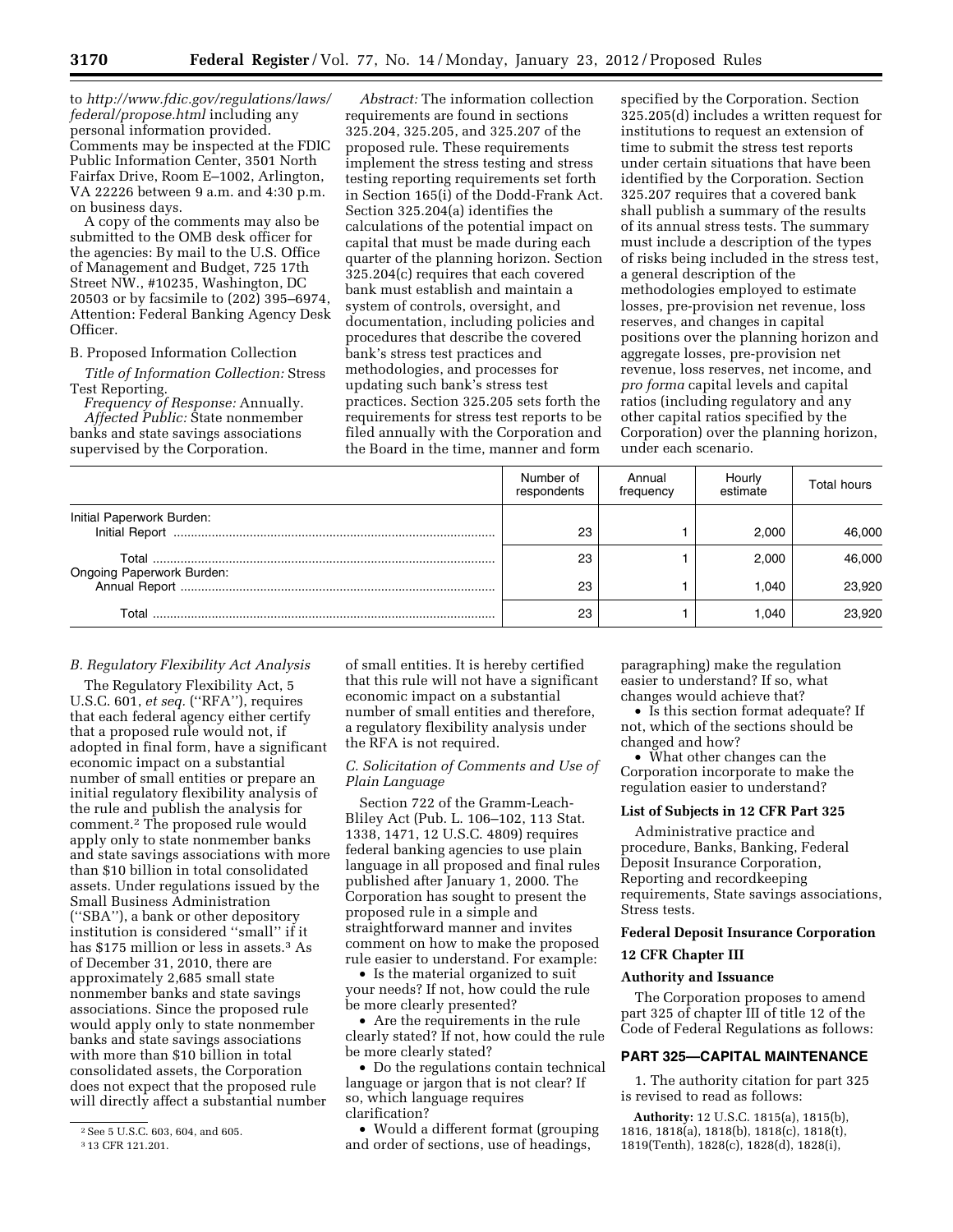to *http://www.fdic.gov/regulations/laws/federal/propose.html* including any personal information provided. Comments may be inspected at the FDIC Public Information Center, 3501 North Fairfax Drive, Room E–1002, Arlington, VA 22226 between 9 a.m. and 4:30 p.m. on business days.

A copy of the comments may also be submitted to the OMB desk officer for the agencies: By mail to the U.S. Office of Management and Budget, 725 17th Street NW., #10235, Washington, DC 20503 or by facsimile to (202) 395–6974, Attention: Federal Banking Agency Desk Officer.

B. Proposed Information Collection

*Title of Information Collection:* Stress Test Reporting.

*Frequency of Response:* Annually.

*Affected Public:* State nonmember banks and state savings associations supervised by the Corporation.

*Abstract:* The information collection requirements are found in sections 325.204, 325.205, and 325.207 of the proposed rule. These requirements implement the stress testing and stress testing reporting requirements set forth in Section 165(i) of the Dodd-Frank Act. Section 325.204(a) identifies the calculations of the potential impact on capital that must be made during each quarter of the planning horizon. Section 325.204(c) requires that each covered bank must establish and maintain a system of controls, oversight, and documentation, including policies and procedures that describe the covered bank's stress test practices and methodologies, and processes for updating such bank's stress test practices. Section 325.205 sets forth the requirements for stress test reports to be filed annually with the Corporation and the Board in the time, manner and form specified by the Corporation. Section 325.205(d) includes a written request for institutions to request an extension of time to submit the stress test reports under certain situations that have been identified by the Corporation. Section 325.207 requires that a covered bank shall publish a summary of the results of its annual stress tests. The summary must include a description of the types of risks being included in the stress test, a general description of the methodologies employed to estimate losses, pre-provision net revenue, loss reserves, and changes in capital positions over the planning horizon and aggregate losses, pre-provision net revenue, loss reserves, net income, and *pro forma* capital levels and capital ratios (including regulatory and any other capital ratios specified by the Corporation) over the planning horizon, under each scenario.

| | Number of respondents | Annual frequency | Hourly estimate | Total hours |
|---|---|---|---|---|
| Initial Paperwork Burden: | | | | |
| Initial Report | 23 | 1 | 2,000 | 46,000 |
| Total | 23 | 1 | 2,000 | 46,000 |
| Ongoing Paperwork Burden: | | | | |
| Annual Report | 23 | 1 | 1,040 | 23,920 |
| Total | 23 | 1 | 1,040 | 23,920 |

### *B. Regulatory Flexibility Act Analysis*

The Regulatory Flexibility Act, 5 U.S.C. 601, *et seq.* (''RFA''), requires that each federal agency either certify that a proposed rule would not, if adopted in final form, have a significant economic impact on a substantial number of small entities or prepare an initial regulatory flexibility analysis of the rule and publish the analysis for comment.[2] The proposed rule would apply only to state nonmember banks and state savings associations with more than $10 billion in total consolidated assets. Under regulations issued by the Small Business Administration (''SBA''), a bank or other depository institution is considered ''small'' if it has $175 million or less in assets.[3] As of December 31, 2010, there are approximately 2,685 small state nonmember banks and state savings associations. Since the proposed rule would apply only to state nonmember banks and state savings associations with more than $10 billion in total consolidated assets, the Corporation does not expect that the proposed rule will directly affect a substantial number of small entities. It is hereby certified that this rule will not have a significant economic impact on a substantial number of small entities and therefore, a regulatory flexibility analysis under the RFA is not required.

### *C. Solicitation of Comments and Use of Plain Language*

Section 722 of the Gramm-Leach-Bliley Act (Pub. L. 106–102, 113 Stat. 1338, 1471, 12 U.S.C. 4809) requires federal banking agencies to use plain language in all proposed and final rules published after January 1, 2000. The Corporation has sought to present the proposed rule in a simple and straightforward manner and invites comment on how to make the proposed rule easier to understand. For example:

- Is the material organized to suit your needs? If not, how could the rule be more clearly presented?
- Are the requirements in the rule clearly stated? If not, how could the rule be more clearly stated?
- Do the regulations contain technical language or jargon that is not clear? If so, which language requires clarification?
- Would a different format (grouping and order of sections, use of headings, paragraphing) make the regulation easier to understand? If so, what changes would achieve that?
- Is this section format adequate? If not, which of the sections should be changed and how?
- What other changes can the Corporation incorporate to make the regulation easier to understand?

**List of Subjects in 12 CFR Part 325**

Administrative practice and procedure, Banks, Banking, Federal Deposit Insurance Corporation, Reporting and recordkeeping requirements, State savings associations, Stress tests.

**Federal Deposit Insurance Corporation**

**12 CFR Chapter III**

**Authority and Issuance**

The Corporation proposes to amend part 325 of chapter III of title 12 of the Code of Federal Regulations as follows:

## PART 325—CAPITAL MAINTENANCE

1. The authority citation for part 325 is revised to read as follows:

**Authority:** 12 U.S.C. 1815(a), 1815(b), 1816, 1818(a), 1818(b), 1818(c), 1818(t), 1819(Tenth), 1828(c), 1828(d), 1828(i),

[2] See 5 U.S.C. 603, 604, and 605.

[3] 13 CFR 121.201.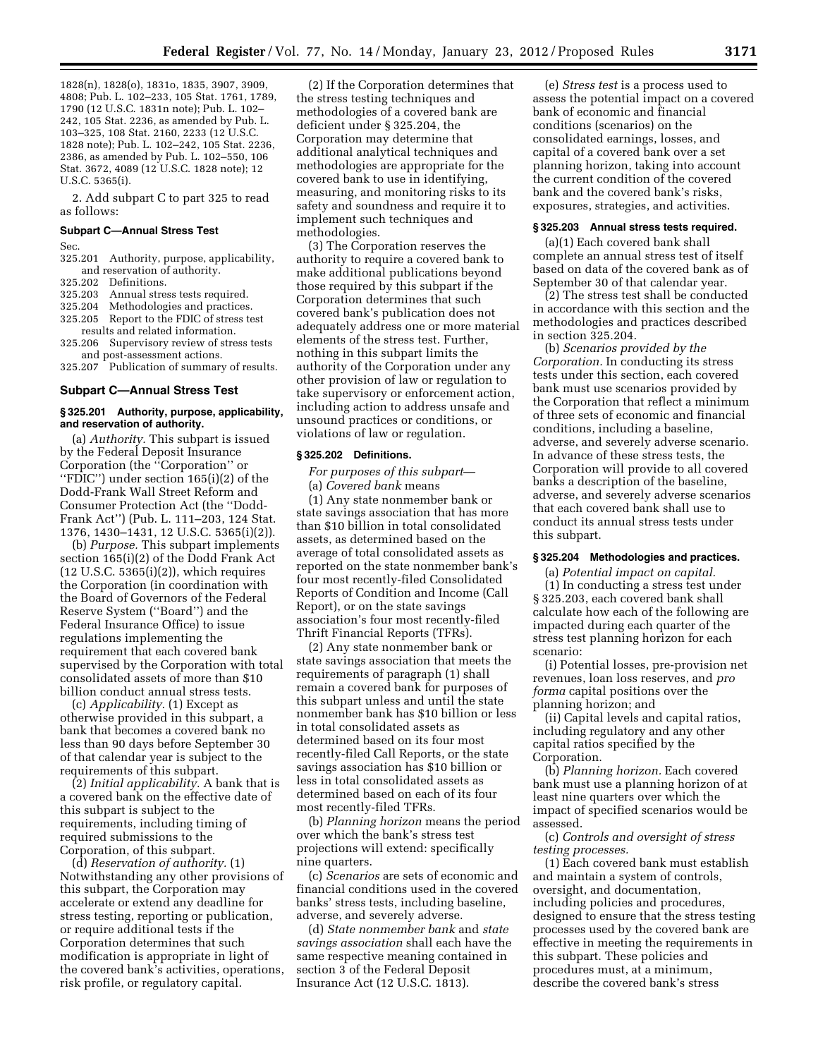1828(n), 1828(o), 1831o, 1835, 3907, 3909, 4808; Pub. L. 102–233, 105 Stat. 1761, 1789, 1790 (12 U.S.C. 1831n note); Pub. L. 102–242, 105 Stat. 2236, as amended by Pub. L. 103–325, 108 Stat. 2160, 2233 (12 U.S.C. 1828 note); Pub. L. 102–242, 105 Stat. 2236, 2386, as amended by Pub. L. 102–550, 106 Stat. 3672, 4089 (12 U.S.C. 1828 note); 12 U.S.C. 5365(i).

2. Add subpart C to part 325 to read as follows:

### Subpart C—Annual Stress Test

Sec.
325.201 Authority, purpose, applicability, and reservation of authority.
325.202 Definitions.
325.203 Annual stress tests required.
325.204 Methodologies and practices.
325.205 Report to the FDIC of stress test results and related information.
325.206 Supervisory review of stress tests and post-assessment actions.
325.207 Publication of summary of results.

### Subpart C—Annual Stress Test

#### § 325.201 Authority, purpose, applicability, and reservation of authority.

(a) *Authority.* This subpart is issued by the Federal Deposit Insurance Corporation (the ''Corporation'' or ''FDIC'') under section 165(i)(2) of the Dodd-Frank Wall Street Reform and Consumer Protection Act (the ''Dodd-Frank Act'') (Pub. L. 111–203, 124 Stat. 1376, 1430–1431, 12 U.S.C. 5365(i)(2)).

(b) *Purpose.* This subpart implements section 165(i)(2) of the Dodd Frank Act (12 U.S.C. 5365(i)(2)), which requires the Corporation (in coordination with the Board of Governors of the Federal Reserve System (''Board'') and the Federal Insurance Office) to issue regulations implementing the requirement that each covered bank supervised by the Corporation with total consolidated assets of more than $10 billion conduct annual stress tests.

(c) *Applicability.* (1) Except as otherwise provided in this subpart, a bank that becomes a covered bank no less than 90 days before September 30 of that calendar year is subject to the requirements of this subpart.

(2) *Initial applicability.* A bank that is a covered bank on the effective date of this subpart is subject to the requirements, including timing of required submissions to the Corporation, of this subpart.

(d) *Reservation of authority.* (1) Notwithstanding any other provisions of this subpart, the Corporation may accelerate or extend any deadline for stress testing, reporting or publication, or require additional tests if the Corporation determines that such modification is appropriate in light of the covered bank's activities, operations, risk profile, or regulatory capital.

(2) If the Corporation determines that the stress testing techniques and methodologies of a covered bank are deficient under § 325.204, the Corporation may determine that additional analytical techniques and methodologies are appropriate for the covered bank to use in identifying, measuring, and monitoring risks to its safety and soundness and require it to implement such techniques and methodologies.

(3) The Corporation reserves the authority to require a covered bank to make additional publications beyond those required by this subpart if the Corporation determines that such covered bank's publication does not adequately address one or more material elements of the stress test. Further, nothing in this subpart limits the authority of the Corporation under any other provision of law or regulation to take supervisory or enforcement action, including action to address unsafe and unsound practices or conditions, or violations of law or regulation.

#### § 325.202 Definitions.

*For purposes of this subpart—*

(a) *Covered bank* means

(1) Any state nonmember bank or state savings association that has more than $10 billion in total consolidated assets, as determined based on the average of total consolidated assets as reported on the state nonmember bank's four most recently-filed Consolidated Reports of Condition and Income (Call Report), or on the state savings association's four most recently-filed Thrift Financial Reports (TFRs).

(2) Any state nonmember bank or state savings association that meets the requirements of paragraph (1) shall remain a covered bank for purposes of this subpart unless and until the state nonmember bank has $10 billion or less in total consolidated assets as determined based on its four most recently-filed Call Reports, or the state savings association has $10 billion or less in total consolidated assets as determined based on each of its four most recently-filed TFRs.

(b) *Planning horizon* means the period over which the bank's stress test projections will extend: specifically nine quarters.

(c) *Scenarios* are sets of economic and financial conditions used in the covered banks' stress tests, including baseline, adverse, and severely adverse.

(d) *State nonmember bank* and *state savings association* shall each have the same respective meaning contained in section 3 of the Federal Deposit Insurance Act (12 U.S.C. 1813).

(e) *Stress test* is a process used to assess the potential impact on a covered bank of economic and financial conditions (scenarios) on the consolidated earnings, losses, and capital of a covered bank over a set planning horizon, taking into account the current condition of the covered bank and the covered bank's risks, exposures, strategies, and activities.

#### § 325.203 Annual stress tests required.

(a)(1) Each covered bank shall complete an annual stress test of itself based on data of the covered bank as of September 30 of that calendar year.

(2) The stress test shall be conducted in accordance with this section and the methodologies and practices described in section 325.204.

(b) *Scenarios provided by the Corporation.* In conducting its stress tests under this section, each covered bank must use scenarios provided by the Corporation that reflect a minimum of three sets of economic and financial conditions, including a baseline, adverse, and severely adverse scenario. In advance of these stress tests, the Corporation will provide to all covered banks a description of the baseline, adverse, and severely adverse scenarios that each covered bank shall use to conduct its annual stress tests under this subpart.

#### § 325.204 Methodologies and practices.

(a) *Potential impact on capital.*

(1) In conducting a stress test under § 325.203, each covered bank shall calculate how each of the following are impacted during each quarter of the stress test planning horizon for each scenario:

(i) Potential losses, pre-provision net revenues, loan loss reserves, and *pro forma* capital positions over the planning horizon; and

(ii) Capital levels and capital ratios, including regulatory and any other capital ratios specified by the Corporation.

(b) *Planning horizon.* Each covered bank must use a planning horizon of at least nine quarters over which the impact of specified scenarios would be assessed.

(c) *Controls and oversight of stress testing processes.*

(1) Each covered bank must establish and maintain a system of controls, oversight, and documentation, including policies and procedures, designed to ensure that the stress testing processes used by the covered bank are effective in meeting the requirements in this subpart. These policies and procedures must, at a minimum, describe the covered bank's stress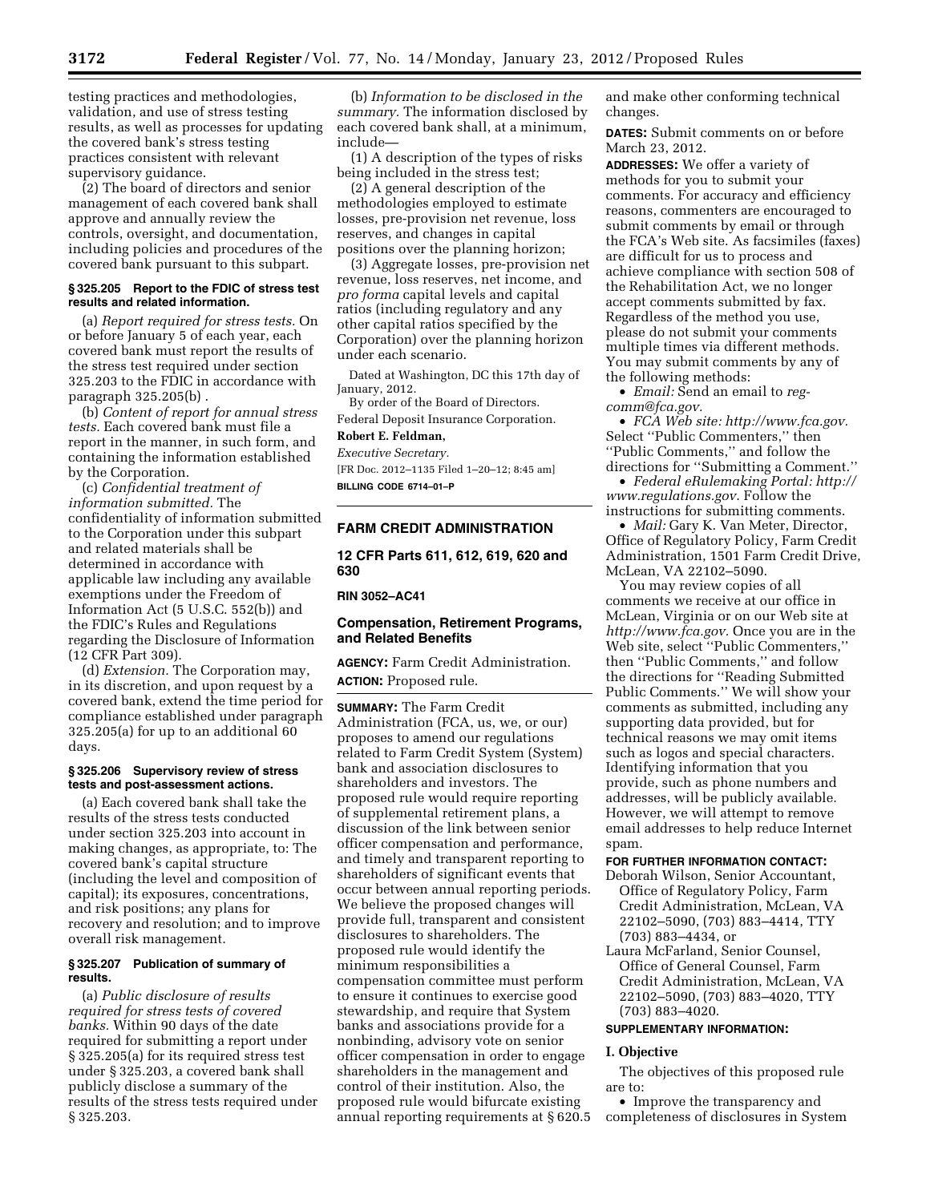testing practices and methodologies, validation, and use of stress testing results, as well as processes for updating the covered bank's stress testing practices consistent with relevant supervisory guidance.

(2) The board of directors and senior management of each covered bank shall approve and annually review the controls, oversight, and documentation, including policies and procedures of the covered bank pursuant to this subpart.

#### § 325.205 Report to the FDIC of stress test results and related information.

(a) *Report required for stress tests.* On or before January 5 of each year, each covered bank must report the results of the stress test required under section 325.203 to the FDIC in accordance with paragraph 325.205(b) .

(b) *Content of report for annual stress tests.* Each covered bank must file a report in the manner, in such form, and containing the information established by the Corporation.

(c) *Confidential treatment of information submitted.* The confidentiality of information submitted to the Corporation under this subpart and related materials shall be determined in accordance with applicable law including any available exemptions under the Freedom of Information Act (5 U.S.C. 552(b)) and the FDIC's Rules and Regulations regarding the Disclosure of Information (12 CFR Part 309).

(d) *Extension.* The Corporation may, in its discretion, and upon request by a covered bank, extend the time period for compliance established under paragraph 325.205(a) for up to an additional 60 days.

#### § 325.206 Supervisory review of stress tests and post-assessment actions.

(a) Each covered bank shall take the results of the stress tests conducted under section 325.203 into account in making changes, as appropriate, to: The covered bank's capital structure (including the level and composition of capital); its exposures, concentrations, and risk positions; any plans for recovery and resolution; and to improve overall risk management.

#### § 325.207 Publication of summary of results.

(a) *Public disclosure of results required for stress tests of covered banks.* Within 90 days of the date required for submitting a report under § 325.205(a) for its required stress test under § 325.203, a covered bank shall publicly disclose a summary of the results of the stress tests required under § 325.203.

(b) *Information to be disclosed in the summary.* The information disclosed by each covered bank shall, at a minimum, include—

(1) A description of the types of risks being included in the stress test;

(2) A general description of the methodologies employed to estimate losses, pre-provision net revenue, loss reserves, and changes in capital positions over the planning horizon;

(3) Aggregate losses, pre-provision net revenue, loss reserves, net income, and *pro forma* capital levels and capital ratios (including regulatory and any other capital ratios specified by the Corporation) over the planning horizon under each scenario.

Dated at Washington, DC this 17th day of January, 2012.

By order of the Board of Directors.

Federal Deposit Insurance Corporation.

**Robert E. Feldman,**

*Executive Secretary.*

[FR Doc. 2012–1135 Filed 1–20–12; 8:45 am]

**BILLING CODE 6714–01–P**

---

## FARM CREDIT ADMINISTRATION

### 12 CFR Parts 611, 612, 619, 620 and 630

**RIN 3052–AC41**

### Compensation, Retirement Programs, and Related Benefits

**AGENCY:** Farm Credit Administration.

**ACTION:** Proposed rule.

---

**SUMMARY:** The Farm Credit Administration (FCA, us, we, or our) proposes to amend our regulations related to Farm Credit System (System) bank and association disclosures to shareholders and investors. The proposed rule would require reporting of supplemental retirement plans, a discussion of the link between senior officer compensation and performance, and timely and transparent reporting to shareholders of significant events that occur between annual reporting periods. We believe the proposed changes will provide full, transparent and consistent disclosures to shareholders. The proposed rule would identify the minimum responsibilities a compensation committee must perform to ensure it continues to exercise good stewardship, and require that System banks and associations provide for a nonbinding, advisory vote on senior officer compensation in order to engage shareholders in the management and control of their institution. Also, the proposed rule would bifurcate existing annual reporting requirements at § 620.5 and make other conforming technical changes.

**DATES:** Submit comments on or before March 23, 2012.

**ADDRESSES:** We offer a variety of methods for you to submit your comments. For accuracy and efficiency reasons, commenters are encouraged to submit comments by email or through the FCA's Web site. As facsimiles (faxes) are difficult for us to process and achieve compliance with section 508 of the Rehabilitation Act, we no longer accept comments submitted by fax. Regardless of the method you use, please do not submit your comments multiple times via different methods. You may submit comments by any of the following methods:

- *Email:* Send an email to *reg-comm@fca.gov.*
- *FCA Web site: http://www.fca.gov.* Select ''Public Commenters,'' then ''Public Comments,'' and follow the directions for ''Submitting a Comment.''
- *Federal eRulemaking Portal: http://www.regulations.gov.* Follow the instructions for submitting comments.
- *Mail:* Gary K. Van Meter, Director, Office of Regulatory Policy, Farm Credit Administration, 1501 Farm Credit Drive, McLean, VA 22102–5090.

You may review copies of all comments we receive at our office in McLean, Virginia or on our Web site at *http://www.fca.gov.* Once you are in the Web site, select ''Public Commenters,'' then ''Public Comments,'' and follow the directions for ''Reading Submitted Public Comments.'' We will show your comments as submitted, including any supporting data provided, but for technical reasons we may omit items such as logos and special characters. Identifying information that you provide, such as phone numbers and addresses, will be publicly available. However, we will attempt to remove email addresses to help reduce Internet spam.

**FOR FURTHER INFORMATION CONTACT:**

Deborah Wilson, Senior Accountant, Office of Regulatory Policy, Farm Credit Administration, McLean, VA 22102–5090, (703) 883–4414, TTY (703) 883–4434, or

Laura McFarland, Senior Counsel, Office of General Counsel, Farm Credit Administration, McLean, VA 22102–5090, (703) 883–4020, TTY (703) 883–4020.

**SUPPLEMENTARY INFORMATION:**

#### I. Objective

The objectives of this proposed rule are to:

- Improve the transparency and completeness of disclosures in System